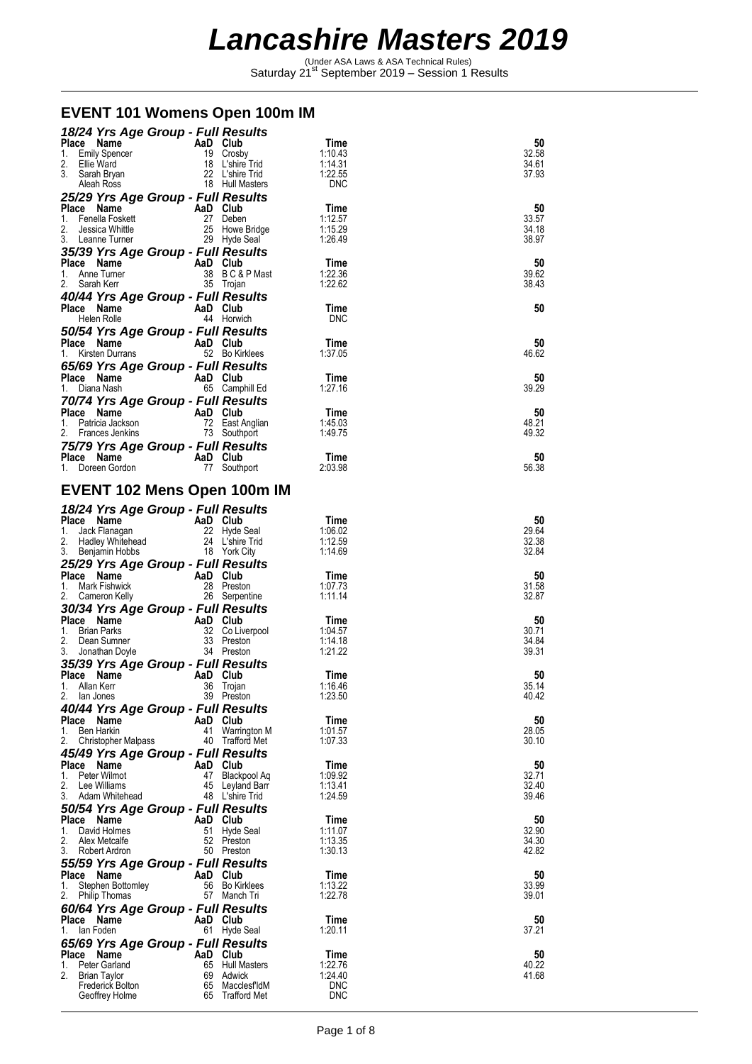# Lancashire Masters 2019

(Under ASA Laws & ASA Technical Rules)
Saturday 21st September 2019 – Session 1 Results

## EVENT 101 Womens Open 100m IM

### 18/24 Yrs Age Group - Full Results

| Place | Name | AaD | Club | Time | 50 |
|---|---|---|---|---|---|
| 1. | Emily Spencer | 19 | Crosby | 1:10.43 | 32.58 |
| 2. | Ellie Ward | 18 | L'shire Trid | 1:14.31 | 34.61 |
| 3. | Sarah Bryan | 22 | L'shire Trid | 1:22.55 | 37.93 |
| | Aleah Ross | 18 | Hull Masters | DNC | |

### 25/29 Yrs Age Group - Full Results

| Place | Name | AaD | Club | Time | 50 |
|---|---|---|---|---|---|
| 1. | Fenella Foskett | 27 | Deben | 1:12.57 | 33.57 |
| 2. | Jessica Whittle | 25 | Howe Bridge | 1:15.29 | 34.18 |
| 3. | Leanne Turner | 29 | Hyde Seal | 1:26.49 | 38.97 |

### 35/39 Yrs Age Group - Full Results

| Place | Name | AaD | Club | Time | 50 |
|---|---|---|---|---|---|
| 1. | Anne Turner | 38 | B C & P Mast | 1:22.36 | 39.62 |
| 2. | Sarah Kerr | 35 | Trojan | 1:22.62 | 38.43 |

### 40/44 Yrs Age Group - Full Results

| Place | Name | AaD | Club | Time | 50 |
|---|---|---|---|---|---|
| | Helen Rolle | 44 | Horwich | DNC | |

### 50/54 Yrs Age Group - Full Results

| Place | Name | AaD | Club | Time | 50 |
|---|---|---|---|---|---|
| 1. | Kirsten Durrans | 52 | Bo Kirklees | 1:37.05 | 46.62 |

### 65/69 Yrs Age Group - Full Results

| Place | Name | AaD | Club | Time | 50 |
|---|---|---|---|---|---|
| 1. | Diana Nash | 65 | Camphill Ed | 1:27.16 | 39.29 |

### 70/74 Yrs Age Group - Full Results

| Place | Name | AaD | Club | Time | 50 |
|---|---|---|---|---|---|
| 1. | Patricia Jackson | 72 | East Anglian | 1:45.03 | 48.21 |
| 2. | Frances Jenkins | 73 | Southport | 1:49.75 | 49.32 |

### 75/79 Yrs Age Group - Full Results

| Place | Name | AaD | Club | Time | 50 |
|---|---|---|---|---|---|
| 1. | Doreen Gordon | 77 | Southport | 2:03.98 | 56.38 |

## EVENT 102 Mens Open 100m IM

### 18/24 Yrs Age Group - Full Results

| Place | Name | AaD | Club | Time | 50 |
|---|---|---|---|---|---|
| 1. | Jack Flanagan | 22 | Hyde Seal | 1:06.02 | 29.64 |
| 2. | Hadley Whitehead | 24 | L'shire Trid | 1:12.59 | 32.38 |
| 3. | Benjamin Hobbs | 18 | York City | 1:14.69 | 32.84 |

### 25/29 Yrs Age Group - Full Results

| Place | Name | AaD | Club | Time | 50 |
|---|---|---|---|---|---|
| 1. | Mark Fishwick | 28 | Preston | 1:07.73 | 31.58 |
| 2. | Cameron Kelly | 26 | Serpentine | 1:11.14 | 32.87 |

### 30/34 Yrs Age Group - Full Results

| Place | Name | AaD | Club | Time | 50 |
|---|---|---|---|---|---|
| 1. | Brian Parks | 32 | Co Liverpool | 1:04.57 | 30.71 |
| 2. | Dean Sumner | 33 | Preston | 1:14.18 | 34.84 |
| 3. | Jonathan Doyle | 34 | Preston | 1:21.22 | 39.31 |

### 35/39 Yrs Age Group - Full Results

| Place | Name | AaD | Club | Time | 50 |
|---|---|---|---|---|---|
| 1. | Allan Kerr | 36 | Trojan | 1:16.46 | 35.14 |
| 2. | Ian Jones | 39 | Preston | 1:23.50 | 40.42 |

### 40/44 Yrs Age Group - Full Results

| Place | Name | AaD | Club | Time | 50 |
|---|---|---|---|---|---|
| 1. | Ben Harkin | 41 | Warrington M | 1:01.57 | 28.05 |
| 2. | Christopher Malpass | 40 | Trafford Met | 1:07.33 | 30.10 |

### 45/49 Yrs Age Group - Full Results

| Place | Name | AaD | Club | Time | 50 |
|---|---|---|---|---|---|
| 1. | Peter Wilmot | 47 | Blackpool Aq | 1:09.92 | 32.71 |
| 2. | Lee Williams | 45 | Leyland Barr | 1:13.41 | 32.40 |
| 3. | Adam Whitehead | 48 | L'shire Trid | 1:24.59 | 39.46 |

### 50/54 Yrs Age Group - Full Results

| Place | Name | AaD | Club | Time | 50 |
|---|---|---|---|---|---|
| 1. | David Holmes | 51 | Hyde Seal | 1:11.07 | 32.90 |
| 2. | Alex Metcalfe | 52 | Preston | 1:13.35 | 34.30 |
| 3. | Robert Ardron | 50 | Preston | 1:30.13 | 42.82 |

### 55/59 Yrs Age Group - Full Results

| Place | Name | AaD | Club | Time | 50 |
|---|---|---|---|---|---|
| 1. | Stephen Bottomley | 56 | Bo Kirklees | 1:13.22 | 33.99 |
| 2. | Philip Thomas | 57 | Manch Tri | 1:22.78 | 39.01 |

### 60/64 Yrs Age Group - Full Results

| Place | Name | AaD | Club | Time | 50 |
|---|---|---|---|---|---|
| 1. | Ian Foden | 61 | Hyde Seal | 1:20.11 | 37.21 |

### 65/69 Yrs Age Group - Full Results

| Place | Name | AaD | Club | Time | 50 |
|---|---|---|---|---|---|
| 1. | Peter Garland | 65 | Hull Masters | 1:22.76 | 40.22 |
| 2. | Brian Taylor | 69 | Adwick | 1:24.40 | 41.68 |
| | Frederick Bolton | 65 | Macclesf'ldM | DNC | |
| | Geoffrey Holme | 65 | Trafford Met | DNC | |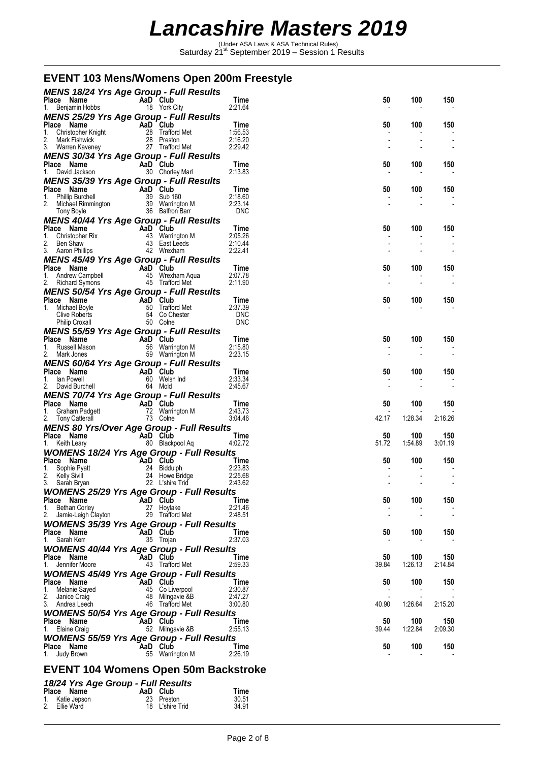# Lancashire Masters 2019

(Under ASA Laws & ASA Technical Rules)
Saturday 21st September 2019 – Session 1 Results

## EVENT 103 Mens/Womens Open 200m Freestyle

### MENS 18/24 Yrs Age Group - Full Results

| Place | Name | AaD | Club | Time | 50 | 100 | 150 |
|---|---|---|---|---|---|---|---|
| 1. | Benjamin Hobbs | 18 | York City | 2:21.64 | - | - | - |

### MENS 25/29 Yrs Age Group - Full Results

| Place | Name | AaD | Club | Time | 50 | 100 | 150 |
|---|---|---|---|---|---|---|---|
| 1. | Christopher Knight | 28 | Trafford Met | 1:56.53 | - | - | - |
| 2. | Mark Fishwick | 28 | Preston | 2:16.20 | - | - | - |
| 3. | Warren Kaveney | 27 | Trafford Met | 2:29.42 | - | - | - |

### MENS 30/34 Yrs Age Group - Full Results

| Place | Name | AaD | Club | Time | 50 | 100 | 150 |
|---|---|---|---|---|---|---|---|
| 1. | David Jackson | 30 | Chorley Marl | 2:13.83 | - | - | - |

### MENS 35/39 Yrs Age Group - Full Results

| Place | Name | AaD | Club | Time | 50 | 100 | 150 |
|---|---|---|---|---|---|---|---|
| 1. | Phillip Burchell | 39 | Sub 160 | 2:18.60 | - | - | - |
| 2. | Michael Rimmington | 39 | Warrington M | 2:23.14 | - | - | - |
| | Tony Boyle | 36 | Balfron Barr | DNC | | | |

### MENS 40/44 Yrs Age Group - Full Results

| Place | Name | AaD | Club | Time | 50 | 100 | 150 |
|---|---|---|---|---|---|---|---|
| 1. | Christopher Rix | 43 | Warrington M | 2:05.26 | - | - | - |
| 2. | Ben Shaw | 43 | East Leeds | 2:10.44 | - | - | - |
| 3. | Aaron Phillips | 42 | Wrexham | 2:22.41 | - | - | - |

### MENS 45/49 Yrs Age Group - Full Results

| Place | Name | AaD | Club | Time | 50 | 100 | 150 |
|---|---|---|---|---|---|---|---|
| 1. | Andrew Campbell | 45 | Wrexham Aqua | 2:07.78 | - | - | - |
| 2. | Richard Symons | 45 | Trafford Met | 2:11.90 | - | - | - |

### MENS 50/54 Yrs Age Group - Full Results

| Place | Name | AaD | Club | Time | 50 | 100 | 150 |
|---|---|---|---|---|---|---|---|
| 1. | Michael Boyle | 50 | Trafford Met | 2:37.39 | - | - | - |
| | Clive Roberts | 54 | Co Chester | DNC | | | |
| | Philip Croxall | 50 | Colne | DNC | | | |

### MENS 55/59 Yrs Age Group - Full Results

| Place | Name | AaD | Club | Time | 50 | 100 | 150 |
|---|---|---|---|---|---|---|---|
| 1. | Russell Mason | 56 | Warrington M | 2:15.80 | - | - | - |
| 2. | Mark Jones | 59 | Warrington M | 2:23.15 | - | - | - |

### MENS 60/64 Yrs Age Group - Full Results

| Place | Name | AaD | Club | Time | 50 | 100 | 150 |
|---|---|---|---|---|---|---|---|
| 1. | Ian Powell | 60 | Welsh Ind | 2:33.34 | - | - | - |
| 2. | David Burchell | 64 | Mold | 2:45.67 | - | - | - |

### MENS 70/74 Yrs Age Group - Full Results

| Place | Name | AaD | Club | Time | 50 | 100 | 150 |
|---|---|---|---|---|---|---|---|
| 1. | Graham Padgett | 72 | Warrington M | 2:43.73 | - | - | - |
| 2. | Tony Catterall | 73 | Colne | 3:04.46 | 42.17 | 1:28.34 | 2:16.26 |

### MENS 80 Yrs/Over Age Group - Full Results

| Place | Name | AaD | Club | Time | 50 | 100 | 150 |
|---|---|---|---|---|---|---|---|
| 1. | Keith Leary | 80 | Blackpool Aq | 4:02.72 | 51.72 | 1:54.89 | 3:01.19 |

### WOMENS 18/24 Yrs Age Group - Full Results

| Place | Name | AaD | Club | Time | 50 | 100 | 150 |
|---|---|---|---|---|---|---|---|
| 1. | Sophie Pyatt | 24 | Biddulph | 2:23.83 | - | - | - |
| 2. | Kelly Sivill | 24 | Howe Bridge | 2:25.68 | - | - | - |
| 3. | Sarah Bryan | 22 | L'shire Trid | 2:43.62 | - | - | - |

### WOMENS 25/29 Yrs Age Group - Full Results

| Place | Name | AaD | Club | Time | 50 | 100 | 150 |
|---|---|---|---|---|---|---|---|
| 1. | Bethan Corley | 27 | Hoylake | 2:21.46 | - | - | - |
| 2. | Jamie-Leigh Clayton | 29 | Trafford Met | 2:48.51 | - | - | - |

### WOMENS 35/39 Yrs Age Group - Full Results

| Place | Name | AaD | Club | Time | 50 | 100 | 150 |
|---|---|---|---|---|---|---|---|
| 1. | Sarah Kerr | 35 | Trojan | 2:37.03 | - | - | - |

### WOMENS 40/44 Yrs Age Group - Full Results

| Place | Name | AaD | Club | Time | 50 | 100 | 150 |
|---|---|---|---|---|---|---|---|
| 1. | Jennifer Moore | 43 | Trafford Met | 2:59.33 | 39.84 | 1:26.13 | 2:14.84 |

### WOMENS 45/49 Yrs Age Group - Full Results

| Place | Name | AaD | Club | Time | 50 | 100 | 150 |
|---|---|---|---|---|---|---|---|
| 1. | Melanie Sayed | 45 | Co Liverpool | 2:30.87 | - | - | - |
| 2. | Janice Craig | 48 | Milngavie &B | 2:47.27 | - | - | - |
| 3. | Andrea Leech | 46 | Trafford Met | 3:00.80 | 40.90 | 1:26.64 | 2:15.20 |

### WOMENS 50/54 Yrs Age Group - Full Results

| Place | Name | AaD | Club | Time | 50 | 100 | 150 |
|---|---|---|---|---|---|---|---|
| 1. | Elaine Craig | 52 | Milngavie &B | 2:55.13 | 39.44 | 1:22.84 | 2:09.30 |

### WOMENS 55/59 Yrs Age Group - Full Results

| Place | Name | AaD | Club | Time | 50 | 100 | 150 |
|---|---|---|---|---|---|---|---|
| 1. | Judy Brown | 55 | Warrington M | 2:26.19 | - | - | - |

## EVENT 104 Womens Open 50m Backstroke

### 18/24 Yrs Age Group - Full Results

| Place | Name | AaD | Club | Time |
|---|---|---|---|---|
| 1. | Katie Jepson | 23 | Preston | 30.51 |
| 2. | Ellie Ward | 18 | L'shire Trid | 34.91 |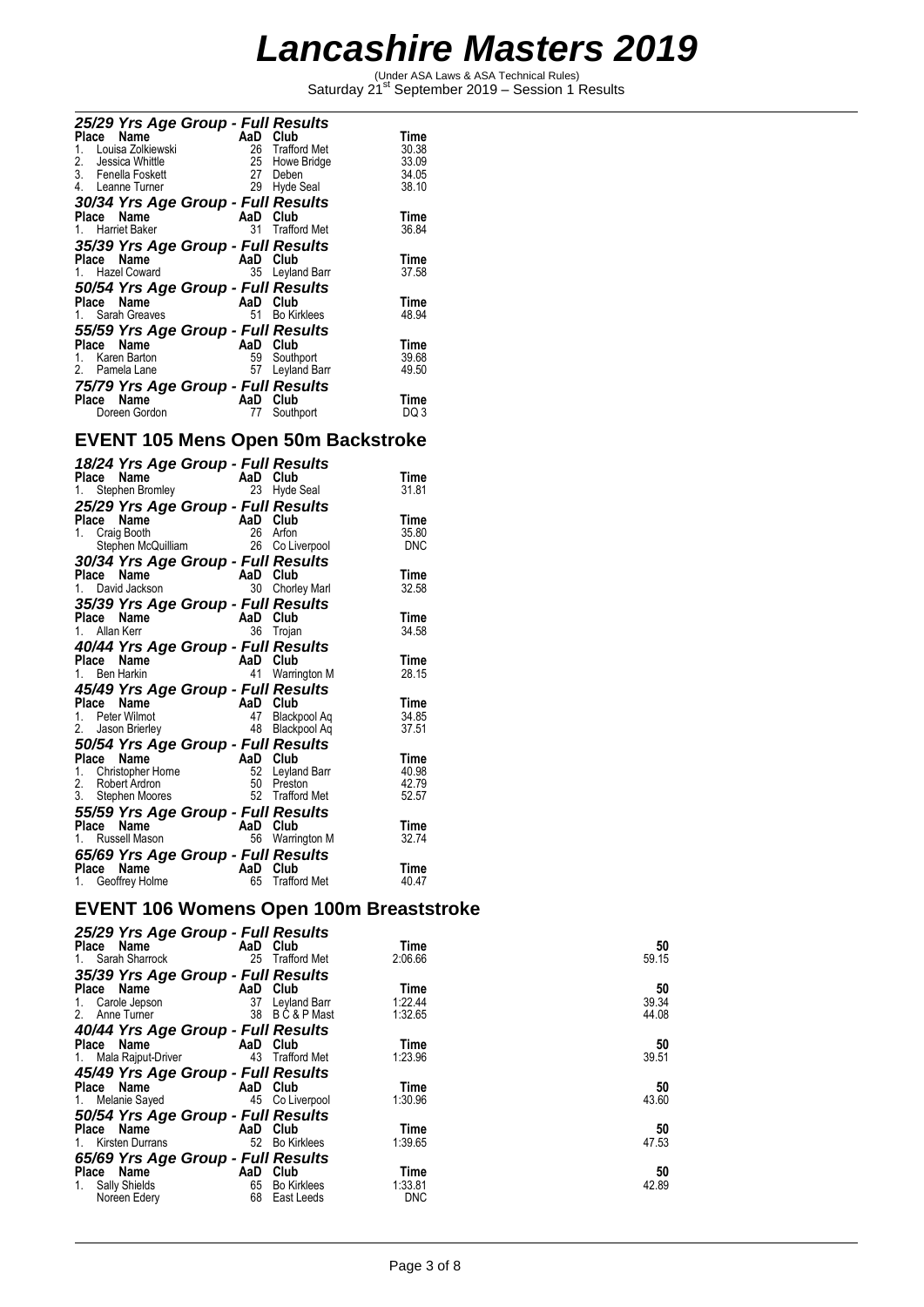# Lancashire Masters 2019

(Under ASA Laws & ASA Technical Rules)
Saturday 21st September 2019 – Session 1 Results

### 25/29 Yrs Age Group - Full Results

| Place | Name | AaD | Club | Time |
|---|---|---|---|---|
| 1. | Louisa Zolkiewski | 26 | Trafford Met | 30.38 |
| 2. | Jessica Whittle | 25 | Howe Bridge | 33.09 |
| 3. | Fenella Foskett | 27 | Deben | 34.05 |
| 4. | Leanne Turner | 29 | Hyde Seal | 38.10 |

### 30/34 Yrs Age Group - Full Results

| Place | Name | AaD | Club | Time |
|---|---|---|---|---|
| 1. | Harriet Baker | 31 | Trafford Met | 36.84 |

### 35/39 Yrs Age Group - Full Results

| Place | Name | AaD | Club | Time |
|---|---|---|---|---|
| 1. | Hazel Coward | 35 | Leyland Barr | 37.58 |

### 50/54 Yrs Age Group - Full Results

| Place | Name | AaD | Club | Time |
|---|---|---|---|---|
| 1. | Sarah Greaves | 51 | Bo Kirklees | 48.94 |

### 55/59 Yrs Age Group - Full Results

| Place | Name | AaD | Club | Time |
|---|---|---|---|---|
| 1. | Karen Barton | 59 | Southport | 39.68 |
| 2. | Pamela Lane | 57 | Leyland Barr | 49.50 |

### 75/79 Yrs Age Group - Full Results

| Place | Name | AaD | Club | Time |
|---|---|---|---|---|
| | Doreen Gordon | 77 | Southport | DQ 3 |

## EVENT 105 Mens Open 50m Backstroke

### 18/24 Yrs Age Group - Full Results

| Place | Name | AaD | Club | Time |
|---|---|---|---|---|
| 1. | Stephen Bromley | 23 | Hyde Seal | 31.81 |

### 25/29 Yrs Age Group - Full Results

| Place | Name | AaD | Club | Time |
|---|---|---|---|---|
| 1. | Craig Booth | 26 | Arfon | 35.80 |
| | Stephen McQuilliam | 26 | Co Liverpool | DNC |

### 30/34 Yrs Age Group - Full Results

| Place | Name | AaD | Club | Time |
|---|---|---|---|---|
| 1. | David Jackson | 30 | Chorley Marl | 32.58 |

### 35/39 Yrs Age Group - Full Results

| Place | Name | AaD | Club | Time |
|---|---|---|---|---|
| 1. | Allan Kerr | 36 | Trojan | 34.58 |

### 40/44 Yrs Age Group - Full Results

| Place | Name | AaD | Club | Time |
|---|---|---|---|---|
| 1. | Ben Harkin | 41 | Warrington M | 28.15 |

### 45/49 Yrs Age Group - Full Results

| Place | Name | AaD | Club | Time |
|---|---|---|---|---|
| 1. | Peter Wilmot | 47 | Blackpool Aq | 34.85 |
| 2. | Jason Brierley | 48 | Blackpool Aq | 37.51 |

### 50/54 Yrs Age Group - Full Results

| Place | Name | AaD | Club | Time |
|---|---|---|---|---|
| 1. | Christopher Horne | 52 | Leyland Barr | 40.98 |
| 2. | Robert Ardron | 50 | Preston | 42.79 |
| 3. | Stephen Moores | 52 | Trafford Met | 52.57 |

### 55/59 Yrs Age Group - Full Results

| Place | Name | AaD | Club | Time |
|---|---|---|---|---|
| 1. | Russell Mason | 56 | Warrington M | 32.74 |

### 65/69 Yrs Age Group - Full Results

| Place | Name | AaD | Club | Time |
|---|---|---|---|---|
| 1. | Geoffrey Holme | 65 | Trafford Met | 40.47 |

## EVENT 106 Womens Open 100m Breaststroke

### 25/29 Yrs Age Group - Full Results

| Place | Name | AaD | Club | Time | 50 |
|---|---|---|---|---|---|
| 1. | Sarah Sharrock | 25 | Trafford Met | 2:06.66 | 59.15 |

### 35/39 Yrs Age Group - Full Results

| Place | Name | AaD | Club | Time | 50 |
|---|---|---|---|---|---|
| 1. | Carole Jepson | 37 | Leyland Barr | 1:22.44 | 39.34 |
| 2. | Anne Turner | 38 | B C & P Mast | 1:32.65 | 44.08 |

### 40/44 Yrs Age Group - Full Results

| Place | Name | AaD | Club | Time | 50 |
|---|---|---|---|---|---|
| 1. | Mala Rajput-Driver | 43 | Trafford Met | 1:23.96 | 39.51 |

### 45/49 Yrs Age Group - Full Results

| Place | Name | AaD | Club | Time | 50 |
|---|---|---|---|---|---|
| 1. | Melanie Sayed | 45 | Co Liverpool | 1:30.96 | 43.60 |

### 50/54 Yrs Age Group - Full Results

| Place | Name | AaD | Club | Time | 50 |
|---|---|---|---|---|---|
| 1. | Kirsten Durrans | 52 | Bo Kirklees | 1:39.65 | 47.53 |

### 65/69 Yrs Age Group - Full Results

| Place | Name | AaD | Club | Time | 50 |
|---|---|---|---|---|---|
| 1. | Sally Shields | 65 | Bo Kirklees | 1:33.81 | 42.89 |
| | Noreen Edery | 68 | East Leeds | DNC | |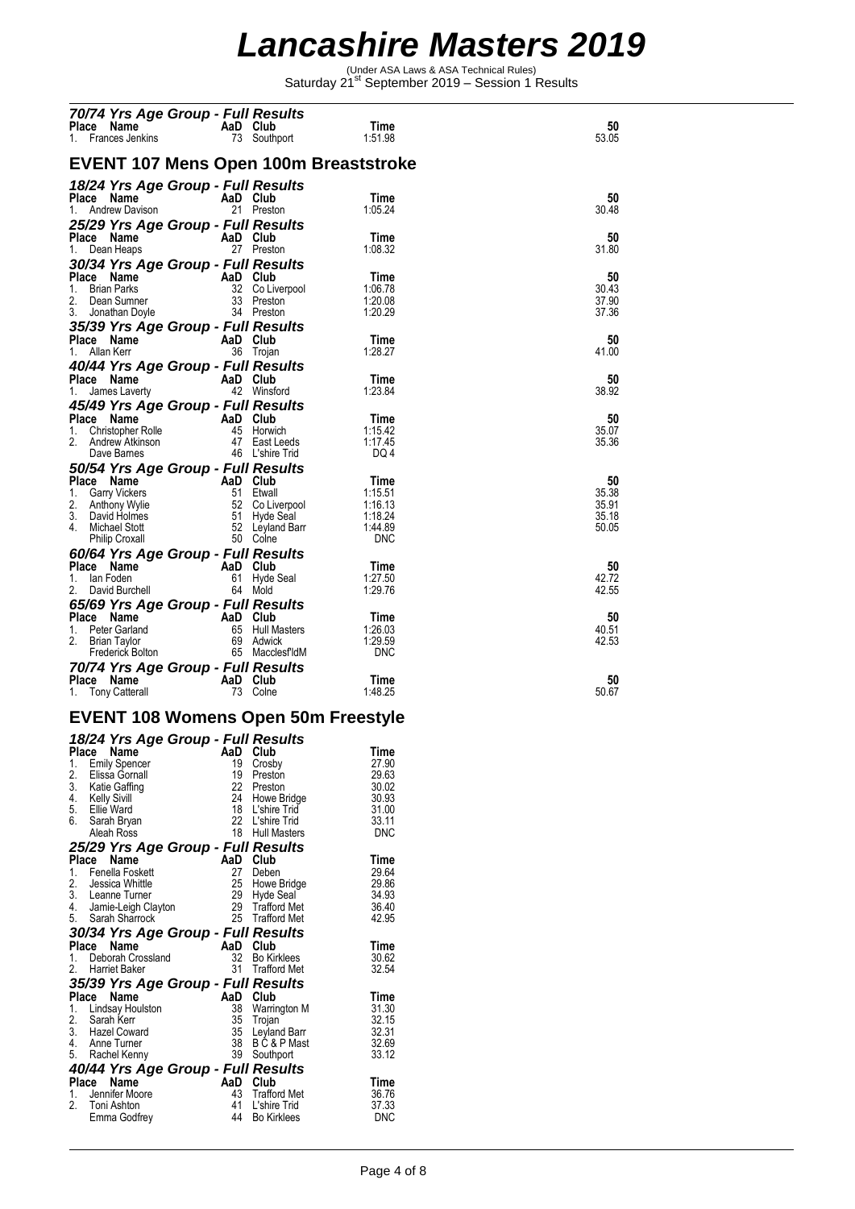# Lancashire Masters 2019

(Under ASA Laws & ASA Technical Rules)
Saturday 21st September 2019 – Session 1 Results

### 70/74 Yrs Age Group - Full Results

| Place | Name | AaD | Club | Time | 50 |
|---|---|---|---|---|---|
| 1. | Frances Jenkins | 73 | Southport | 1:51.98 | 53.05 |

## EVENT 107 Mens Open 100m Breaststroke

### 18/24 Yrs Age Group - Full Results

| Place | Name | AaD | Club | Time | 50 |
|---|---|---|---|---|---|
| 1. | Andrew Davison | 21 | Preston | 1:05.24 | 30.48 |

### 25/29 Yrs Age Group - Full Results

| Place | Name | AaD | Club | Time | 50 |
|---|---|---|---|---|---|
| 1. | Dean Heaps | 27 | Preston | 1:08.32 | 31.80 |

### 30/34 Yrs Age Group - Full Results

| Place | Name | AaD | Club | Time | 50 |
|---|---|---|---|---|---|
| 1. | Brian Parks | 32 | Co Liverpool | 1:06.78 | 30.43 |
| 2. | Dean Sumner | 33 | Preston | 1:20.08 | 37.90 |
| 3. | Jonathan Doyle | 34 | Preston | 1:20.29 | 37.36 |

### 35/39 Yrs Age Group - Full Results

| Place | Name | AaD | Club | Time | 50 |
|---|---|---|---|---|---|
| 1. | Allan Kerr | 36 | Trojan | 1:28.27 | 41.00 |

### 40/44 Yrs Age Group - Full Results

| Place | Name | AaD | Club | Time | 50 |
|---|---|---|---|---|---|
| 1. | James Laverty | 42 | Winsford | 1:23.84 | 38.92 |

### 45/49 Yrs Age Group - Full Results

| Place | Name | AaD | Club | Time | 50 |
|---|---|---|---|---|---|
| 1. | Christopher Rolle | 45 | Horwich | 1:15.42 | 35.07 |
| 2. | Andrew Atkinson | 47 | East Leeds | 1:17.45 | 35.36 |
| | Dave Barnes | 46 | L'shire Trid | DQ 4 | |

### 50/54 Yrs Age Group - Full Results

| Place | Name | AaD | Club | Time | 50 |
|---|---|---|---|---|---|
| 1. | Garry Vickers | 51 | Etwall | 1:15.51 | 35.38 |
| 2. | Anthony Wylie | 52 | Co Liverpool | 1:16.13 | 35.91 |
| 3. | David Holmes | 51 | Hyde Seal | 1:18.24 | 35.18 |
| 4. | Michael Stott | 52 | Leyland Barr | 1:44.89 | 50.05 |
| | Philip Croxall | 50 | Colne | DNC | |

### 60/64 Yrs Age Group - Full Results

| Place | Name | AaD | Club | Time | 50 |
|---|---|---|---|---|---|
| 1. | Ian Foden | 61 | Hyde Seal | 1:27.50 | 42.72 |
| 2. | David Burchell | 64 | Mold | 1:29.76 | 42.55 |

### 65/69 Yrs Age Group - Full Results

| Place | Name | AaD | Club | Time | 50 |
|---|---|---|---|---|---|
| 1. | Peter Garland | 65 | Hull Masters | 1:26.03 | 40.51 |
| 2. | Brian Taylor | 69 | Adwick | 1:29.59 | 42.53 |
| | Frederick Bolton | 65 | Macclesf'ldM | DNC | |

### 70/74 Yrs Age Group - Full Results

| Place | Name | AaD | Club | Time | 50 |
|---|---|---|---|---|---|
| 1. | Tony Catterall | 73 | Colne | 1:48.25 | 50.67 |

## EVENT 108 Womens Open 50m Freestyle

### 18/24 Yrs Age Group - Full Results

| Place | Name | AaD | Club | Time |
|---|---|---|---|---|
| 1. | Emily Spencer | 19 | Crosby | 27.90 |
| 2. | Elissa Gornall | 19 | Preston | 29.63 |
| 3. | Katie Gaffing | 22 | Preston | 30.02 |
| 4. | Kelly Sivill | 24 | Howe Bridge | 30.93 |
| 5. | Ellie Ward | 18 | L'shire Trid | 31.00 |
| 6. | Sarah Bryan | 22 | L'shire Trid | 33.11 |
| | Aleah Ross | 18 | Hull Masters | DNC |

### 25/29 Yrs Age Group - Full Results

| Place | Name | AaD | Club | Time |
|---|---|---|---|---|
| 1. | Fenella Foskett | 27 | Deben | 29.64 |
| 2. | Jessica Whittle | 25 | Howe Bridge | 29.86 |
| 3. | Leanne Turner | 29 | Hyde Seal | 34.93 |
| 4. | Jamie-Leigh Clayton | 29 | Trafford Met | 36.40 |
| 5. | Sarah Sharrock | 25 | Trafford Met | 42.95 |

### 30/34 Yrs Age Group - Full Results

| Place | Name | AaD | Club | Time |
|---|---|---|---|---|
| 1. | Deborah Crossland | 32 | Bo Kirklees | 30.62 |
| 2. | Harriet Baker | 31 | Trafford Met | 32.54 |

### 35/39 Yrs Age Group - Full Results

| Place | Name | AaD | Club | Time |
|---|---|---|---|---|
| 1. | Lindsay Houlston | 38 | Warrington M | 31.30 |
| 2. | Sarah Kerr | 35 | Trojan | 32.15 |
| 3. | Hazel Coward | 35 | Leyland Barr | 32.31 |
| 4. | Anne Turner | 38 | B C & P Mast | 32.69 |
| 5. | Rachel Kenny | 39 | Southport | 33.12 |

### 40/44 Yrs Age Group - Full Results

| Place | Name | AaD | Club | Time |
|---|---|---|---|---|
| 1. | Jennifer Moore | 43 | Trafford Met | 36.76 |
| 2. | Toni Ashton | 41 | L'shire Trid | 37.33 |
| | Emma Godfrey | 44 | Bo Kirklees | DNC |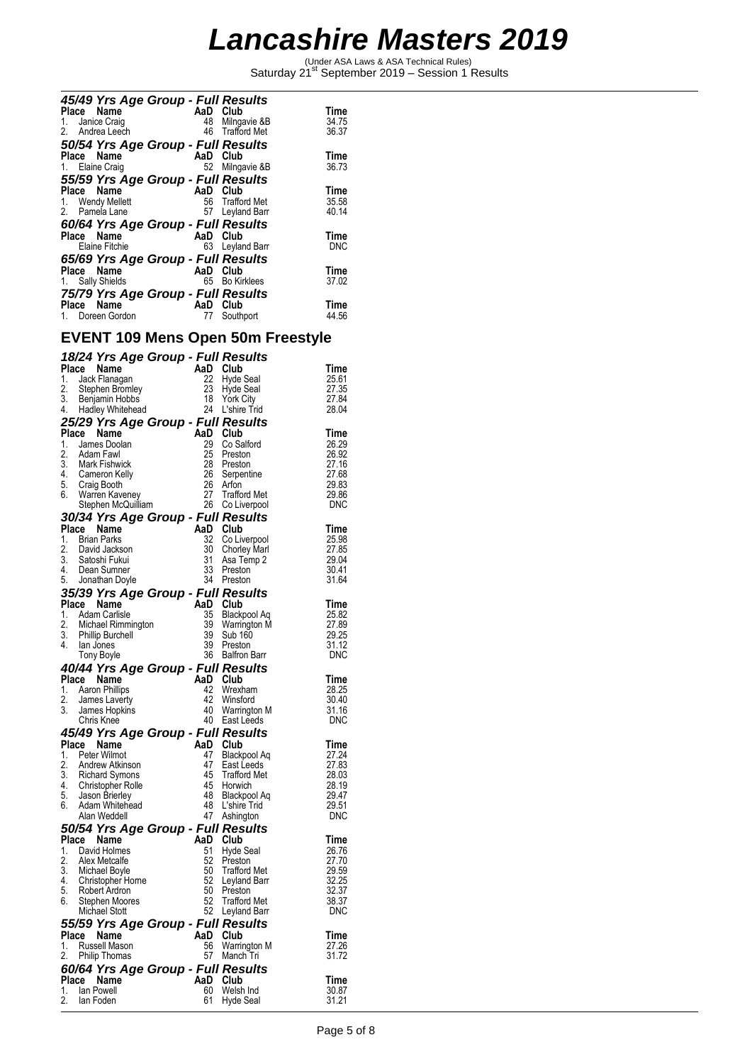# Lancashire Masters 2019

(Under ASA Laws & ASA Technical Rules)
Saturday 21st September 2019 – Session 1 Results

### 45/49 Yrs Age Group - Full Results

| Place | Name | AaD | Club | Time |
|---|---|---|---|---|
| 1. | Janice Craig | 48 | Milngavie &B | 34.75 |
| 2. | Andrea Leech | 46 | Trafford Met | 36.37 |

### 50/54 Yrs Age Group - Full Results

| Place | Name | AaD | Club | Time |
|---|---|---|---|---|
| 1. | Elaine Craig | 52 | Milngavie &B | 36.73 |

### 55/59 Yrs Age Group - Full Results

| Place | Name | AaD | Club | Time |
|---|---|---|---|---|
| 1. | Wendy Mellett | 56 | Trafford Met | 35.58 |
| 2. | Pamela Lane | 57 | Leyland Barr | 40.14 |

### 60/64 Yrs Age Group - Full Results

| Place | Name | AaD | Club | Time |
|---|---|---|---|---|
| | Elaine Fitchie | 63 | Leyland Barr | DNC |

### 65/69 Yrs Age Group - Full Results

| Place | Name | AaD | Club | Time |
|---|---|---|---|---|
| 1. | Sally Shields | 65 | Bo Kirklees | 37.02 |

### 75/79 Yrs Age Group - Full Results

| Place | Name | AaD | Club | Time |
|---|---|---|---|---|
| 1. | Doreen Gordon | 77 | Southport | 44.56 |

## EVENT 109 Mens Open 50m Freestyle

### 18/24 Yrs Age Group - Full Results

| Place | Name | AaD | Club | Time |
|---|---|---|---|---|
| 1. | Jack Flanagan | 22 | Hyde Seal | 25.61 |
| 2. | Stephen Bromley | 23 | Hyde Seal | 27.35 |
| 3. | Benjamin Hobbs | 18 | York City | 27.84 |
| 4. | Hadley Whitehead | 24 | L'shire Trid | 28.04 |

### 25/29 Yrs Age Group - Full Results

| Place | Name | AaD | Club | Time |
|---|---|---|---|---|
| 1. | James Doolan | 29 | Co Salford | 26.29 |
| 2. | Adam Fawl | 25 | Preston | 26.92 |
| 3. | Mark Fishwick | 28 | Preston | 27.16 |
| 4. | Cameron Kelly | 26 | Serpentine | 27.68 |
| 5. | Craig Booth | 26 | Arfon | 29.83 |
| 6. | Warren Kaveney | 27 | Trafford Met | 29.86 |
| | Stephen McQuilliam | 26 | Co Liverpool | DNC |

### 30/34 Yrs Age Group - Full Results

| Place | Name | AaD | Club | Time |
|---|---|---|---|---|
| 1. | Brian Parks | 32 | Co Liverpool | 25.98 |
| 2. | David Jackson | 30 | Chorley Marl | 27.85 |
| 3. | Satoshi Fukui | 31 | Asa Temp 2 | 29.04 |
| 4. | Dean Sumner | 33 | Preston | 30.41 |
| 5. | Jonathan Doyle | 34 | Preston | 31.64 |

### 35/39 Yrs Age Group - Full Results

| Place | Name | AaD | Club | Time |
|---|---|---|---|---|
| 1. | Adam Carlisle | 35 | Blackpool Aq | 25.82 |
| 2. | Michael Rimmington | 39 | Warrington M | 27.89 |
| 3. | Phillip Burchell | 39 | Sub 160 | 29.25 |
| 4. | Ian Jones | 39 | Preston | 31.12 |
| | Tony Boyle | 36 | Balfron Barr | DNC |

### 40/44 Yrs Age Group - Full Results

| Place | Name | AaD | Club | Time |
|---|---|---|---|---|
| 1. | Aaron Phillips | 42 | Wrexham | 28.25 |
| 2. | James Laverty | 42 | Winsford | 30.40 |
| 3. | James Hopkins | 40 | Warrington M | 31.16 |
| | Chris Knee | 40 | East Leeds | DNC |

### 45/49 Yrs Age Group - Full Results

| Place | Name | AaD | Club | Time |
|---|---|---|---|---|
| 1. | Peter Wilmot | 47 | Blackpool Aq | 27.24 |
| 2. | Andrew Atkinson | 47 | East Leeds | 27.83 |
| 3. | Richard Symons | 45 | Trafford Met | 28.03 |
| 4. | Christopher Rolle | 45 | Horwich | 28.19 |
| 5. | Jason Brierley | 48 | Blackpool Aq | 29.47 |
| 6. | Adam Whitehead | 48 | L'shire Trid | 29.51 |
| | Alan Weddell | 47 | Ashington | DNC |

### 50/54 Yrs Age Group - Full Results

| Place | Name | AaD | Club | Time |
|---|---|---|---|---|
| 1. | David Holmes | 51 | Hyde Seal | 26.76 |
| 2. | Alex Metcalfe | 52 | Preston | 27.70 |
| 3. | Michael Boyle | 50 | Trafford Met | 29.59 |
| 4. | Christopher Horne | 52 | Leyland Barr | 32.25 |
| 5. | Robert Ardron | 50 | Preston | 32.37 |
| 6. | Stephen Moores | 52 | Trafford Met | 38.37 |
| | Michael Stott | 52 | Leyland Barr | DNC |

### 55/59 Yrs Age Group - Full Results

| Place | Name | AaD | Club | Time |
|---|---|---|---|---|
| 1. | Russell Mason | 56 | Warrington M | 27.26 |
| 2. | Philip Thomas | 57 | Manch Tri | 31.72 |

### 60/64 Yrs Age Group - Full Results

| Place | Name | AaD | Club | Time |
|---|---|---|---|---|
| 1. | Ian Powell | 60 | Welsh Ind | 30.87 |
| 2. | Ian Foden | 61 | Hyde Seal | 31.21 |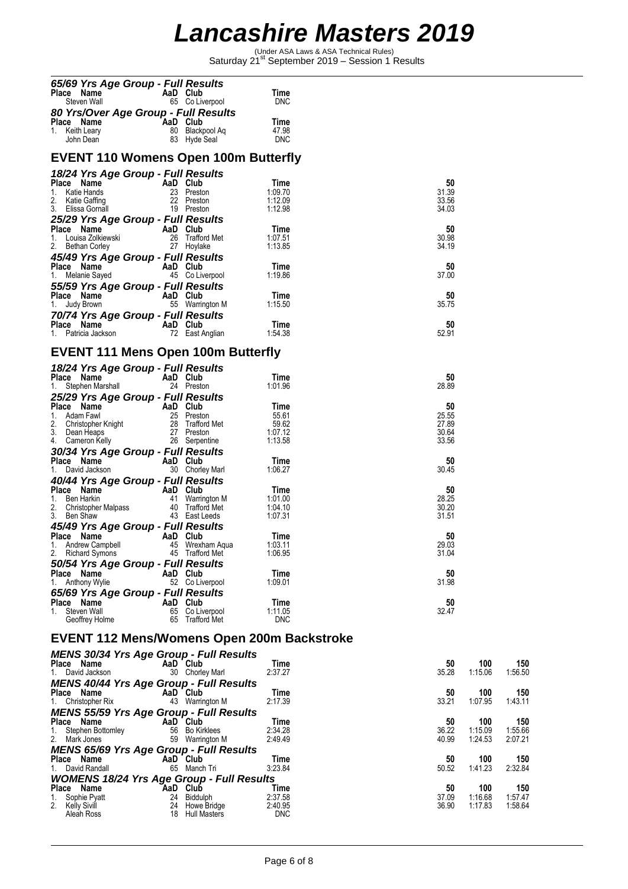# Lancashire Masters 2019

(Under ASA Laws & ASA Technical Rules)
Saturday 21st September 2019 – Session 1 Results

### 65/69 Yrs Age Group - Full Results

| Place | Name | AaD | Club | Time |
|---|---|---|---|---|
| | Steven Wall | 65 | Co Liverpool | DNC |

### 80 Yrs/Over Age Group - Full Results

| Place | Name | AaD | Club | Time |
|---|---|---|---|---|
| 1. | Keith Leary | 80 | Blackpool Aq | 47.98 |
| | John Dean | 83 | Hyde Seal | DNC |

## EVENT 110 Womens Open 100m Butterfly

### 18/24 Yrs Age Group - Full Results

| Place | Name | AaD | Club | Time | 50 |
|---|---|---|---|---|---|
| 1. | Katie Hands | 23 | Preston | 1:09.70 | 31.39 |
| 2. | Katie Gaffing | 22 | Preston | 1:12.09 | 33.56 |
| 3. | Elissa Gornall | 19 | Preston | 1:12.98 | 34.03 |

### 25/29 Yrs Age Group - Full Results

| Place | Name | AaD | Club | Time | 50 |
|---|---|---|---|---|---|
| 1. | Louisa Zolkiewski | 26 | Trafford Met | 1:07.51 | 30.98 |
| 2. | Bethan Corley | 27 | Hoylake | 1:13.85 | 34.19 |

### 45/49 Yrs Age Group - Full Results

| Place | Name | AaD | Club | Time | 50 |
|---|---|---|---|---|---|
| 1. | Melanie Sayed | 45 | Co Liverpool | 1:19.86 | 37.00 |

### 55/59 Yrs Age Group - Full Results

| Place | Name | AaD | Club | Time | 50 |
|---|---|---|---|---|---|
| 1. | Judy Brown | 55 | Warrington M | 1:15.50 | 35.75 |

### 70/74 Yrs Age Group - Full Results

| Place | Name | AaD | Club | Time | 50 |
|---|---|---|---|---|---|
| 1. | Patricia Jackson | 72 | East Anglian | 1:54.38 | 52.91 |

## EVENT 111 Mens Open 100m Butterfly

### 18/24 Yrs Age Group - Full Results

| Place | Name | AaD | Club | Time | 50 |
|---|---|---|---|---|---|
| 1. | Stephen Marshall | 24 | Preston | 1:01.96 | 28.89 |

### 25/29 Yrs Age Group - Full Results

| Place | Name | AaD | Club | Time | 50 |
|---|---|---|---|---|---|
| 1. | Adam Fawl | 25 | Preston | 55.61 | 25.55 |
| 2. | Christopher Knight | 28 | Trafford Met | 59.62 | 27.89 |
| 3. | Dean Heaps | 27 | Preston | 1:07.12 | 30.64 |
| 4. | Cameron Kelly | 26 | Serpentine | 1:13.58 | 33.56 |

### 30/34 Yrs Age Group - Full Results

| Place | Name | AaD | Club | Time | 50 |
|---|---|---|---|---|---|
| 1. | David Jackson | 30 | Chorley Marl | 1:06.27 | 30.45 |

### 40/44 Yrs Age Group - Full Results

| Place | Name | AaD | Club | Time | 50 |
|---|---|---|---|---|---|
| 1. | Ben Harkin | 41 | Warrington M | 1:01.00 | 28.25 |
| 2. | Christopher Malpass | 40 | Trafford Met | 1:04.10 | 30.20 |
| 3. | Ben Shaw | 43 | East Leeds | 1:07.31 | 31.51 |

### 45/49 Yrs Age Group - Full Results

| Place | Name | AaD | Club | Time | 50 |
|---|---|---|---|---|---|
| 1. | Andrew Campbell | 45 | Wrexham Aqua | 1:03.11 | 29.03 |
| 2. | Richard Symons | 45 | Trafford Met | 1:06.95 | 31.04 |

### 50/54 Yrs Age Group - Full Results

| Place | Name | AaD | Club | Time | 50 |
|---|---|---|---|---|---|
| 1. | Anthony Wylie | 52 | Co Liverpool | 1:09.01 | 31.98 |

### 65/69 Yrs Age Group - Full Results

| Place | Name | AaD | Club | Time | 50 |
|---|---|---|---|---|---|
| 1. | Steven Wall | 65 | Co Liverpool | 1:11.05 | 32.47 |
| | Geoffrey Holme | 65 | Trafford Met | DNC | |

## EVENT 112 Mens/Womens Open 200m Backstroke

### MENS 30/34 Yrs Age Group - Full Results

| Place | Name | AaD | Club | Time | 50 | 100 | 150 |
|---|---|---|---|---|---|---|---|
| 1. | David Jackson | 30 | Chorley Marl | 2:37.27 | 35.28 | 1:15.06 | 1:56.50 |

### MENS 40/44 Yrs Age Group - Full Results

| Place | Name | AaD | Club | Time | 50 | 100 | 150 |
|---|---|---|---|---|---|---|---|
| 1. | Christopher Rix | 43 | Warrington M | 2:17.39 | 33.21 | 1:07.95 | 1:43.11 |

### MENS 55/59 Yrs Age Group - Full Results

| Place | Name | AaD | Club | Time | 50 | 100 | 150 |
|---|---|---|---|---|---|---|---|
| 1. | Stephen Bottomley | 56 | Bo Kirklees | 2:34.28 | 36.22 | 1:15.09 | 1:55.66 |
| 2. | Mark Jones | 59 | Warrington M | 2:49.49 | 40.99 | 1:24.53 | 2:07.21 |

### MENS 65/69 Yrs Age Group - Full Results

| Place | Name | AaD | Club | Time | 50 | 100 | 150 |
|---|---|---|---|---|---|---|---|
| 1. | David Randall | 65 | Manch Tri | 3:23.84 | 50.52 | 1:41.23 | 2:32.84 |

### WOMENS 18/24 Yrs Age Group - Full Results

| Place | Name | AaD | Club | Time | 50 | 100 | 150 |
|---|---|---|---|---|---|---|---|
| 1. | Sophie Pyatt | 24 | Biddulph | 2:37.58 | 37.09 | 1:16.68 | 1:57.47 |
| 2. | Kelly Sivill | 24 | Howe Bridge | 2:40.95 | 36.90 | 1:17.83 | 1:58.64 |
| | Aleah Ross | 18 | Hull Masters | DNC | | | |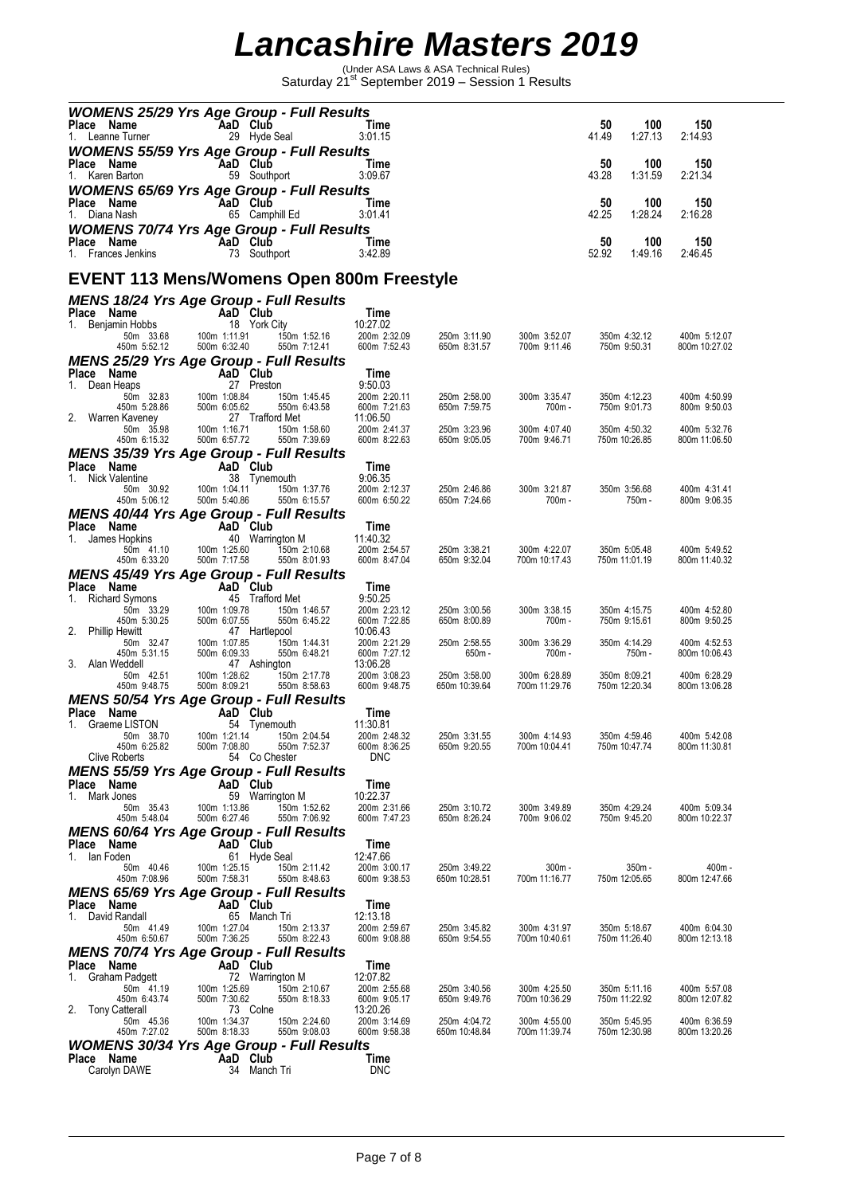# Lancashire Masters 2019

(Under ASA Laws & ASA Technical Rules)

Saturday 21st September 2019 – Session 1 Results

### WOMENS 25/29 Yrs Age Group - Full Results

| Place | Name | AaD | Club | Time | 50 | 100 | 150 |
|---|---|---|---|---|---|---|---|
| 1. | Leanne Turner | 29 | Hyde Seal | 3:01.15 | 41.49 | 1:27.13 | 2:14.93 |

### WOMENS 55/59 Yrs Age Group - Full Results

| Place | Name | AaD | Club | Time | 50 | 100 | 150 |
|---|---|---|---|---|---|---|---|
| 1. | Karen Barton | 59 | Southport | 3:09.67 | 43.28 | 1:31.59 | 2:21.34 |

### WOMENS 65/69 Yrs Age Group - Full Results

| Place | Name | AaD | Club | Time | 50 | 100 | 150 |
|---|---|---|---|---|---|---|---|
| 1. | Diana Nash | 65 | Camphill Ed | 3:01.41 | 42.25 | 1:28.24 | 2:16.28 |

### WOMENS 70/74 Yrs Age Group - Full Results

| Place | Name | AaD | Club | Time | 50 | 100 | 150 |
|---|---|---|---|---|---|---|---|
| 1. | Frances Jenkins | 73 | Southport | 3:42.89 | 52.92 | 1:49.16 | 2:46.45 |

## EVENT 113 Mens/Womens Open 800m Freestyle

### MENS 18/24 Yrs Age Group - Full Results

| Place | Name | AaD | Club | Time |
|---|---|---|---|---|
| 1. | Benjamin Hobbs | 18 | York City | 10:27.02 |

| 50m 33.68 | 100m 1:11.91 | 150m 1:52.16 | 200m 2:32.09 | 250m 3:11.90 | 300m 3:52.07 | 350m 4:32.12 | 400m 5:12.07 |
|---|---|---|---|---|---|---|---|
| 450m 5:52.12 | 500m 6:32.40 | 550m 7:12.41 | 600m 7:52.43 | 650m 8:31.57 | 700m 9:11.46 | 750m 9:50.31 | 800m 10:27.02 |

### MENS 25/29 Yrs Age Group - Full Results

| Place | Name | AaD | Club | Time |
|---|---|---|---|---|
| 1. | Dean Heaps | 27 | Preston | 9:50.03 |
| 2. | Warren Kaveney | 27 | Trafford Met | 11:06.50 |

Dean Heaps:

| 50m 32.83 | 100m 1:08.84 | 150m 1:45.45 | 200m 2:20.11 | 250m 2:58.00 | 300m 3:35.47 | 350m 4:12.23 | 400m 4:50.99 |
|---|---|---|---|---|---|---|---|
| 450m 5:28.86 | 500m 6:05.62 | 550m 6:43.58 | 600m 7:21.63 | 650m 7:59.75 | 700m - | 750m 9:01.73 | 800m 9:50.03 |

Warren Kaveney:

| 50m 35.98 | 100m 1:16.71 | 150m 1:58.60 | 200m 2:41.37 | 250m 3:23.96 | 300m 4:07.40 | 350m 4:50.32 | 400m 5:32.76 |
|---|---|---|---|---|---|---|---|
| 450m 6:15.32 | 500m 6:57.72 | 550m 7:39.69 | 600m 8:22.63 | 650m 9:05.05 | 700m 9:46.71 | 750m 10:26.85 | 800m 11:06.50 |

### MENS 35/39 Yrs Age Group - Full Results

| Place | Name | AaD | Club | Time |
|---|---|---|---|---|
| 1. | Nick Valentine | 38 | Tynemouth | 9:06.35 |

| 50m 30.92 | 100m 1:04.11 | 150m 1:37.76 | 200m 2:12.37 | 250m 2:46.86 | 300m 3:21.87 | 350m 3:56.68 | 400m 4:31.41 |
|---|---|---|---|---|---|---|---|
| 450m 5:06.12 | 500m 5:40.86 | 550m 6:15.57 | 600m 6:50.22 | 650m 7:24.66 | 700m - | 750m - | 800m 9:06.35 |

### MENS 40/44 Yrs Age Group - Full Results

| Place | Name | AaD | Club | Time |
|---|---|---|---|---|
| 1. | James Hopkins | 40 | Warrington M | 11:40.32 |

| 50m 41.10 | 100m 1:25.60 | 150m 2:10.68 | 200m 2:54.57 | 250m 3:38.21 | 300m 4:22.07 | 350m 5:05.48 | 400m 5:49.52 |
|---|---|---|---|---|---|---|---|
| 450m 6:33.20 | 500m 7:17.58 | 550m 8:01.93 | 600m 8:47.04 | 650m 9:32.04 | 700m 10:17.43 | 750m 11:01.19 | 800m 11:40.32 |

### MENS 45/49 Yrs Age Group - Full Results

| Place | Name | AaD | Club | Time |
|---|---|---|---|---|
| 1. | Richard Symons | 45 | Trafford Met | 9:50.25 |
| 2. | Phillip Hewitt | 47 | Hartlepool | 10:06.43 |
| 3. | Alan Weddell | 47 | Ashington | 13:06.28 |

Richard Symons:

| 50m 33.29 | 100m 1:09.78 | 150m 1:46.57 | 200m 2:23.12 | 250m 3:00.56 | 300m 3:38.15 | 350m 4:15.75 | 400m 4:52.80 |
|---|---|---|---|---|---|---|---|
| 450m 5:30.25 | 500m 6:07.55 | 550m 6:45.22 | 600m 7:22.85 | 650m 8:00.89 | 700m - | 750m 9:15.61 | 800m 9:50.25 |

Phillip Hewitt:

| 50m 32.47 | 100m 1:07.85 | 150m 1:44.31 | 200m 2:21.29 | 250m 2:58.55 | 300m 3:36.29 | 350m 4:14.29 | 400m 4:52.53 |
|---|---|---|---|---|---|---|---|
| 450m 5:31.15 | 500m 6:09.33 | 550m 6:48.21 | 600m 7:27.12 | 650m - | 700m - | 750m - | 800m 10:06.43 |

Alan Weddell:

| 50m 42.51 | 100m 1:28.62 | 150m 2:17.78 | 200m 3:08.23 | 250m 3:58.00 | 300m 6:28.89 | 350m 8:09.21 | 400m 6:28.29 |
|---|---|---|---|---|---|---|---|
| 450m 9:48.75 | 500m 8:09.21 | 550m 8:58.63 | 600m 9:48.75 | 650m 10:39.64 | 700m 11:29.76 | 750m 12:20.34 | 800m 13:06.28 |

### MENS 50/54 Yrs Age Group - Full Results

| Place | Name | AaD | Club | Time |
|---|---|---|---|---|
| 1. | Graeme LISTON | 54 | Tynemouth | 11:30.81 |
| | Clive Roberts | 54 | Co Chester | DNC |

Graeme LISTON:

| 50m 38.70 | 100m 1:21.14 | 150m 2:04.54 | 200m 2:48.32 | 250m 3:31.55 | 300m 4:14.93 | 350m 4:59.46 | 400m 5:42.08 |
|---|---|---|---|---|---|---|---|
| 450m 6:25.82 | 500m 7:08.80 | 550m 7:52.37 | 600m 8:36.25 | 650m 9:20.55 | 700m 10:04.41 | 750m 10:47.74 | 800m 11:30.81 |

### MENS 55/59 Yrs Age Group - Full Results

| Place | Name | AaD | Club | Time |
|---|---|---|---|---|
| 1. | Mark Jones | 59 | Warrington M | 10:22.37 |

| 50m 35.43 | 100m 1:13.86 | 150m 1:52.62 | 200m 2:31.66 | 250m 3:10.72 | 300m 3:49.89 | 350m 4:29.24 | 400m 5:09.34 |
|---|---|---|---|---|---|---|---|
| 450m 5:48.04 | 500m 6:27.46 | 550m 7:06.92 | 600m 7:47.23 | 650m 8:26.24 | 700m 9:06.02 | 750m 9:45.20 | 800m 10:22.37 |

### MENS 60/64 Yrs Age Group - Full Results

| Place | Name | AaD | Club | Time |
|---|---|---|---|---|
| 1. | Ian Foden | 61 | Hyde Seal | 12:47.66 |

| 50m 40.46 | 100m 1:25.15 | 150m 2:11.42 | 200m 3:00.17 | 250m 3:49.22 | 300m - | 350m - | 400m - |
|---|---|---|---|---|---|---|---|
| 450m 7:08.96 | 500m 7:58.31 | 550m 8:48.63 | 600m 9:38.53 | 650m 10:28.51 | 700m 11:16.77 | 750m 12:05.65 | 800m 12:47.66 |

### MENS 65/69 Yrs Age Group - Full Results

| Place | Name | AaD | Club | Time |
|---|---|---|---|---|
| 1. | David Randall | 65 | Manch Tri | 12:13.18 |

| 50m 41.49 | 100m 1:27.04 | 150m 2:13.37 | 200m 2:59.67 | 250m 3:45.82 | 300m 4:31.97 | 350m 5:18.67 | 400m 6:04.30 |
|---|---|---|---|---|---|---|---|
| 450m 6:50.67 | 500m 7:36.25 | 550m 8:22.43 | 600m 9:08.88 | 650m 9:54.55 | 700m 10:40.61 | 750m 11:26.40 | 800m 12:13.18 |

### MENS 70/74 Yrs Age Group - Full Results

| Place | Name | AaD | Club | Time |
|---|---|---|---|---|
| 1. | Graham Padgett | 72 | Warrington M | 12:07.82 |
| 2. | Tony Catterall | 73 | Colne | 13:20.26 |

Graham Padgett:

| 50m 41.19 | 100m 1:25.69 | 150m 2:10.67 | 200m 2:55.68 | 250m 3:40.56 | 300m 4:25.50 | 350m 5:11.16 | 400m 5:57.08 |
|---|---|---|---|---|---|---|---|
| 450m 6:43.74 | 500m 7:30.62 | 550m 8:18.33 | 600m 9:05.17 | 650m 9:49.76 | 700m 10:36.29 | 750m 11:22.92 | 800m 12:07.82 |

Tony Catterall:

| 50m 45.36 | 100m 1:34.37 | 150m 2:24.60 | 200m 3:14.69 | 250m 4:04.72 | 300m 4:55.00 | 350m 5:45.95 | 400m 6:36.59 |
|---|---|---|---|---|---|---|---|
| 450m 7:27.02 | 500m 8:18.33 | 550m 9:08.03 | 600m 9:58.38 | 650m 10:48.84 | 700m 11:39.74 | 750m 12:30.98 | 800m 13:20.26 |

### WOMENS 30/34 Yrs Age Group - Full Results

| Place | Name | AaD | Club | Time |
|---|---|---|---|---|
| | Carolyn DAWE | 34 | Manch Tri | DNC |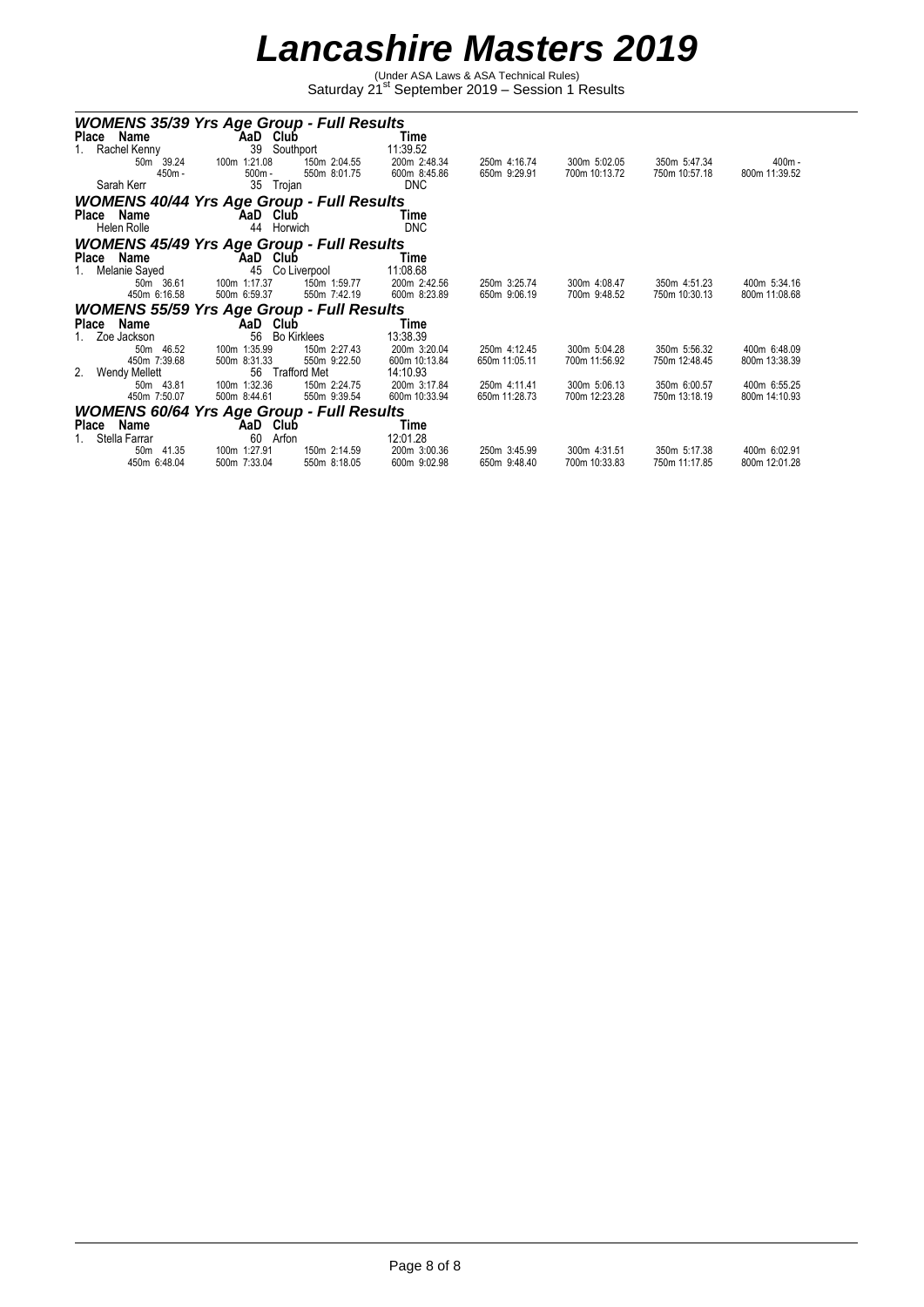# Lancashire Masters 2019

(Under ASA Laws & ASA Technical Rules)
Saturday 21st September 2019 – Session 1 Results

### WOMENS 35/39 Yrs Age Group - Full Results

| Place | Name | AaD | Club | Time | | | | |
|---|---|---|---|---|---|---|---|---|
| 1. | Rachel Kenny | 39 | Southport | 11:39.52 | | | | |
| | 50m 39.24 | 100m 1:21.08 | 150m 2:04.55 | 200m 2:48.34 | 250m 4:16.74 | 300m 5:02.05 | 350m 5:47.34 | 400m - |
| | 450m - | 500m - | 550m 8:01.75 | 600m 8:45.86 | 650m 9:29.91 | 700m 10:13.72 | 750m 10:57.18 | 800m 11:39.52 |
| | Sarah Kerr | 35 | Trojan | DNC | | | | |

### WOMENS 40/44 Yrs Age Group - Full Results

| Place | Name | AaD | Club | Time |
|---|---|---|---|---|
| | Helen Rolle | 44 | Horwich | DNC |

### WOMENS 45/49 Yrs Age Group - Full Results

| Place | Name | AaD | Club | Time | | | | |
|---|---|---|---|---|---|---|---|---|
| 1. | Melanie Sayed | 45 | Co Liverpool | 11:08.68 | | | | |
| | 50m 36.61 | 100m 1:17.37 | 150m 1:59.77 | 200m 2:42.56 | 250m 3:25.74 | 300m 4:08.47 | 350m 4:51.23 | 400m 5:34.16 |
| | 450m 6:16.58 | 500m 6:59.37 | 550m 7:42.19 | 600m 8:23.89 | 650m 9:06.19 | 700m 9:48.52 | 750m 10:30.13 | 800m 11:08.68 |

### WOMENS 55/59 Yrs Age Group - Full Results

| Place | Name | AaD | Club | Time | | | | |
|---|---|---|---|---|---|---|---|---|
| 1. | Zoe Jackson | 56 | Bo Kirklees | 13:38.39 | | | | |
| | 50m 46.52 | 100m 1:35.99 | 150m 2:27.43 | 200m 3:20.04 | 250m 4:12.45 | 300m 5:04.28 | 350m 5:56.32 | 400m 6:48.09 |
| | 450m 7:39.68 | 500m 8:31.33 | 550m 9:22.50 | 600m 10:13.84 | 650m 11:05.11 | 700m 11:56.92 | 750m 12:48.45 | 800m 13:38.39 |
| 2. | Wendy Mellett | 56 | Trafford Met | 14:10.93 | | | | |
| | 50m 43.81 | 100m 1:32.36 | 150m 2:24.75 | 200m 3:17.84 | 250m 4:11.41 | 300m 5:06.13 | 350m 6:00.57 | 400m 6:55.25 |
| | 450m 7:50.07 | 500m 8:44.61 | 550m 9:39.54 | 600m 10:33.94 | 650m 11:28.73 | 700m 12:23.28 | 750m 13:18.19 | 800m 14:10.93 |

### WOMENS 60/64 Yrs Age Group - Full Results

| Place | Name | AaD | Club | Time | | | | |
|---|---|---|---|---|---|---|---|---|
| 1. | Stella Farrar | 60 | Arfon | 12:01.28 | | | | |
| | 50m 41.35 | 100m 1:27.91 | 150m 2:14.59 | 200m 3:00.36 | 250m 3:45.99 | 300m 4:31.51 | 350m 5:17.38 | 400m 6:02.91 |
| | 450m 6:48.04 | 500m 7:33.04 | 550m 8:18.05 | 600m 9:02.98 | 650m 9:48.40 | 700m 10:33.83 | 750m 11:17.85 | 800m 12:01.28 |